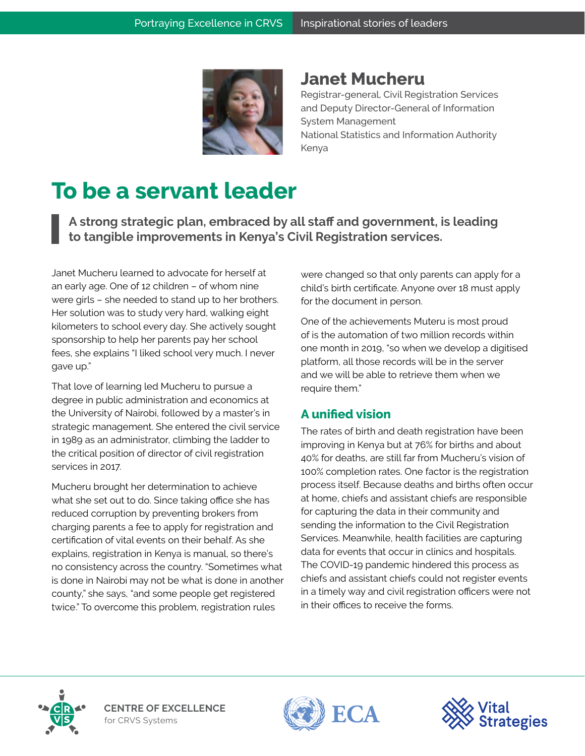## Janet Mucheru

Registrar-general, Civil Registration Services and Deputy Director-General of Information System Management
National Statistics and Information Authority
Kenya

# To be a servant leader

> **A strong strategic plan, embraced by all staff and government, is leading to tangible improvements in Kenya's Civil Registration services.**

Janet Mucheru learned to advocate for herself at an early age. One of 12 children – of whom nine were girls – she needed to stand up to her brothers. Her solution was to study very hard, walking eight kilometers to school every day. She actively sought sponsorship to help her parents pay her school fees, she explains "I liked school very much. I never gave up."

That love of learning led Mucheru to pursue a degree in public administration and economics at the University of Nairobi, followed by a master's in strategic management. She entered the civil service in 1989 as an administrator, climbing the ladder to the critical position of director of civil registration services in 2017.

Mucheru brought her determination to achieve what she set out to do. Since taking office she has reduced corruption by preventing brokers from charging parents a fee to apply for registration and certification of vital events on their behalf. As she explains, registration in Kenya is manual, so there's no consistency across the country. "Sometimes what is done in Nairobi may not be what is done in another county," she says, "and some people get registered twice." To overcome this problem, registration rules were changed so that only parents can apply for a child's birth certificate. Anyone over 18 must apply for the document in person.

One of the achievements Muteru is most proud of is the automation of two million records within one month in 2019, "so when we develop a digitised platform, all those records will be in the server and we will be able to retrieve them when we require them."

### A unified vision

The rates of birth and death registration have been improving in Kenya but at 76% for births and about 40% for deaths, are still far from Mucheru's vision of 100% completion rates. One factor is the registration process itself. Because deaths and births often occur at home, chiefs and assistant chiefs are responsible for capturing the data in their community and sending the information to the Civil Registration Services. Meanwhile, health facilities are capturing data for events that occur in clinics and hospitals. The COVID-19 pandemic hindered this process as chiefs and assistant chiefs could not register events in a timely way and civil registration officers were not in their offices to receive the forms.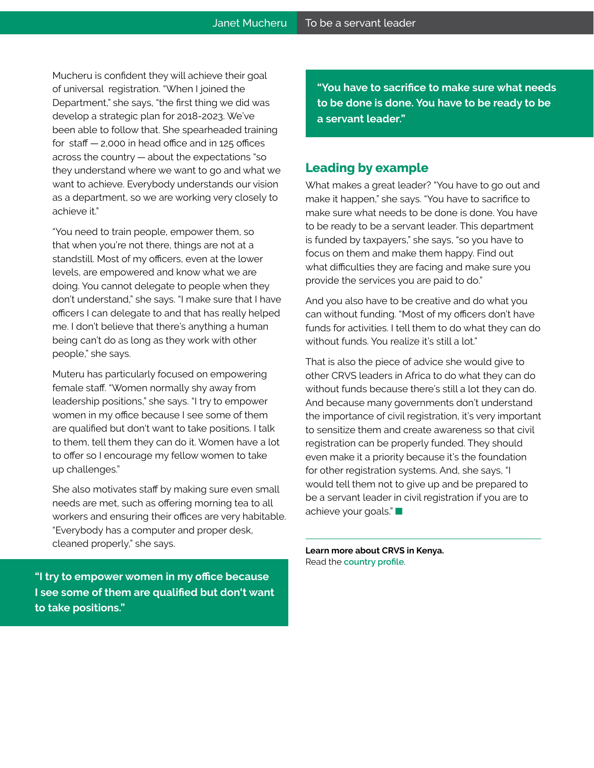Mucheru is confident they will achieve their goal of universal registration. "When I joined the Department," she says, "the first thing we did was develop a strategic plan for 2018-2023. We've been able to follow that. She spearheaded training for staff — 2,000 in head office and in 125 offices across the country — about the expectations "so they understand where we want to go and what we want to achieve. Everybody understands our vision as a department, so we are working very closely to achieve it."

"You need to train people, empower them, so that when you're not there, things are not at a standstill. Most of my officers, even at the lower levels, are empowered and know what we are doing. You cannot delegate to people when they don't understand," she says. "I make sure that I have officers I can delegate to and that has really helped me. I don't believe that there's anything a human being can't do as long as they work with other people," she says.

Muteru has particularly focused on empowering female staff. "Women normally shy away from leadership positions," she says. "I try to empower women in my office because I see some of them are qualified but don't want to take positions. I talk to them, tell them they can do it. Women have a lot to offer so I encourage my fellow women to take up challenges."

She also motivates staff by making sure even small needs are met, such as offering morning tea to all workers and ensuring their offices are very habitable. "Everybody has a computer and proper desk, cleaned properly," she says.

> **"I try to empower women in my office because I see some of them are qualified but don't want to take positions."**

> **"You have to sacrifice to make sure what needs to be done is done. You have to be ready to be a servant leader."**

## Leading by example

What makes a great leader? "You have to go out and make it happen," she says. "You have to sacrifice to make sure what needs to be done is done. You have to be ready to be a servant leader. This department is funded by taxpayers," she says, "so you have to focus on them and make them happy. Find out what difficulties they are facing and make sure you provide the services you are paid to do."

And you also have to be creative and do what you can without funding. "Most of my officers don't have funds for activities. I tell them to do what they can do without funds. You realize it's still a lot."

That is also the piece of advice she would give to other CRVS leaders in Africa to do what they can do without funds because there's still a lot they can do. And because many governments don't understand the importance of civil registration, it's very important to sensitize them and create awareness so that civil registration can be properly funded. They should even make it a priority because it's the foundation for other registration systems. And, she says, "I would tell them not to give up and be prepared to be a servant leader in civil registration if you are to achieve your goals." ■

---

**Learn more about CRVS in Kenya.**
Read the country profile.